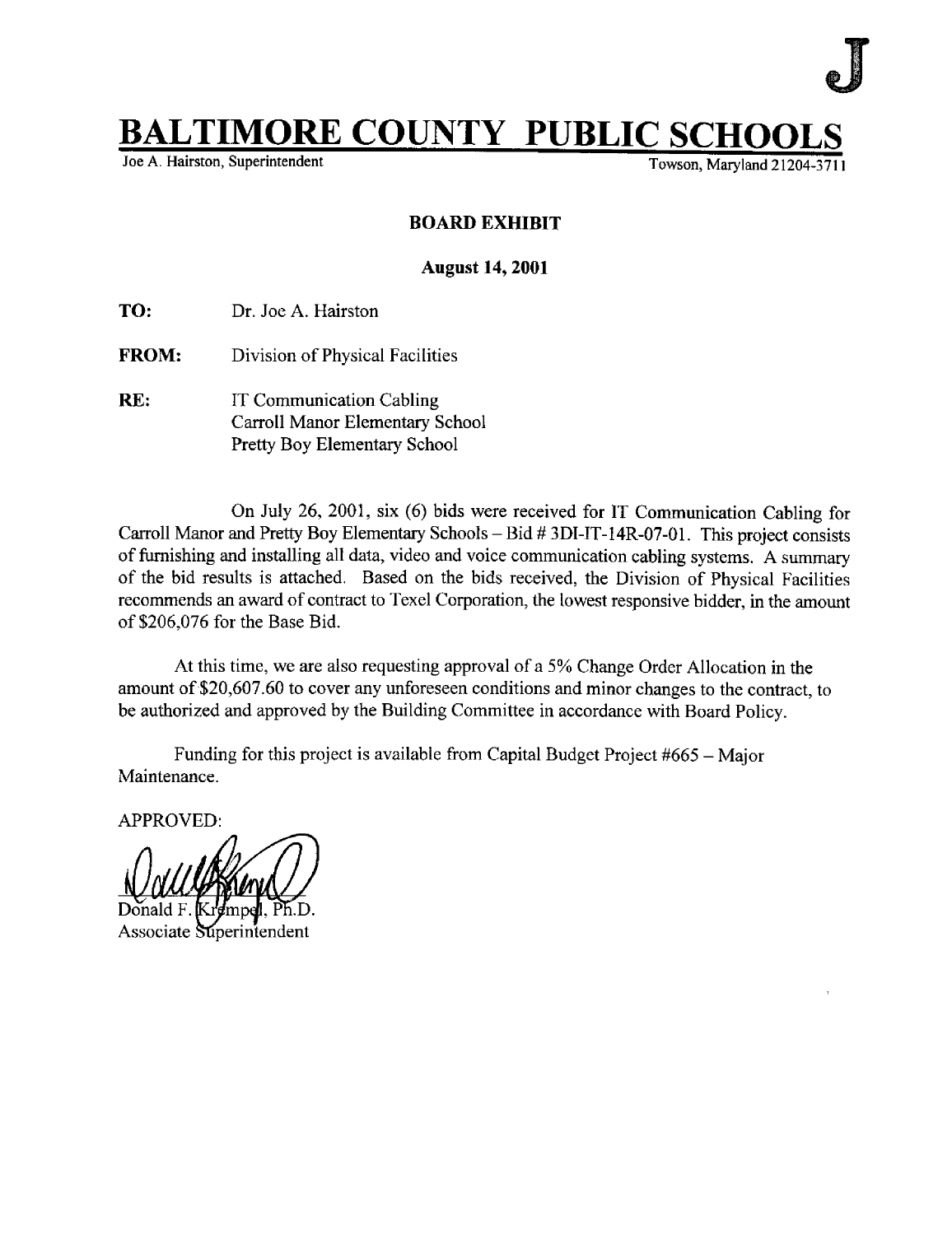J

# BALTIMORE COUNTY PUBLIC SCHOOLS

Joe A. Hairston, Superintendent

Towson, Maryland 21204-3711

**BOARD EXHIBIT**

**August 14, 2001**

**TO:** Dr. Joe A. Hairston

**FROM:** Division of Physical Facilities

**RE:** IT Communication Cabling
Carroll Manor Elementary School
Pretty Boy Elementary School

On July 26, 2001, six (6) bids were received for IT Communication Cabling for Carroll Manor and Pretty Boy Elementary Schools – Bid # 3DI-IT-14R-07-01. This project consists of furnishing and installing all data, video and voice communication cabling systems. A summary of the bid results is attached. Based on the bids received, the Division of Physical Facilities recommends an award of contract to Texel Corporation, the lowest responsive bidder, in the amount of $206,076 for the Base Bid.

At this time, we are also requesting approval of a 5% Change Order Allocation in the amount of $20,607.60 to cover any unforeseen conditions and minor changes to the contract, to be authorized and approved by the Building Committee in accordance with Board Policy.

Funding for this project is available from Capital Budget Project #665 – Major Maintenance.

APPROVED:

Donald F. Krempel, Ph.D.
Associate Superintendent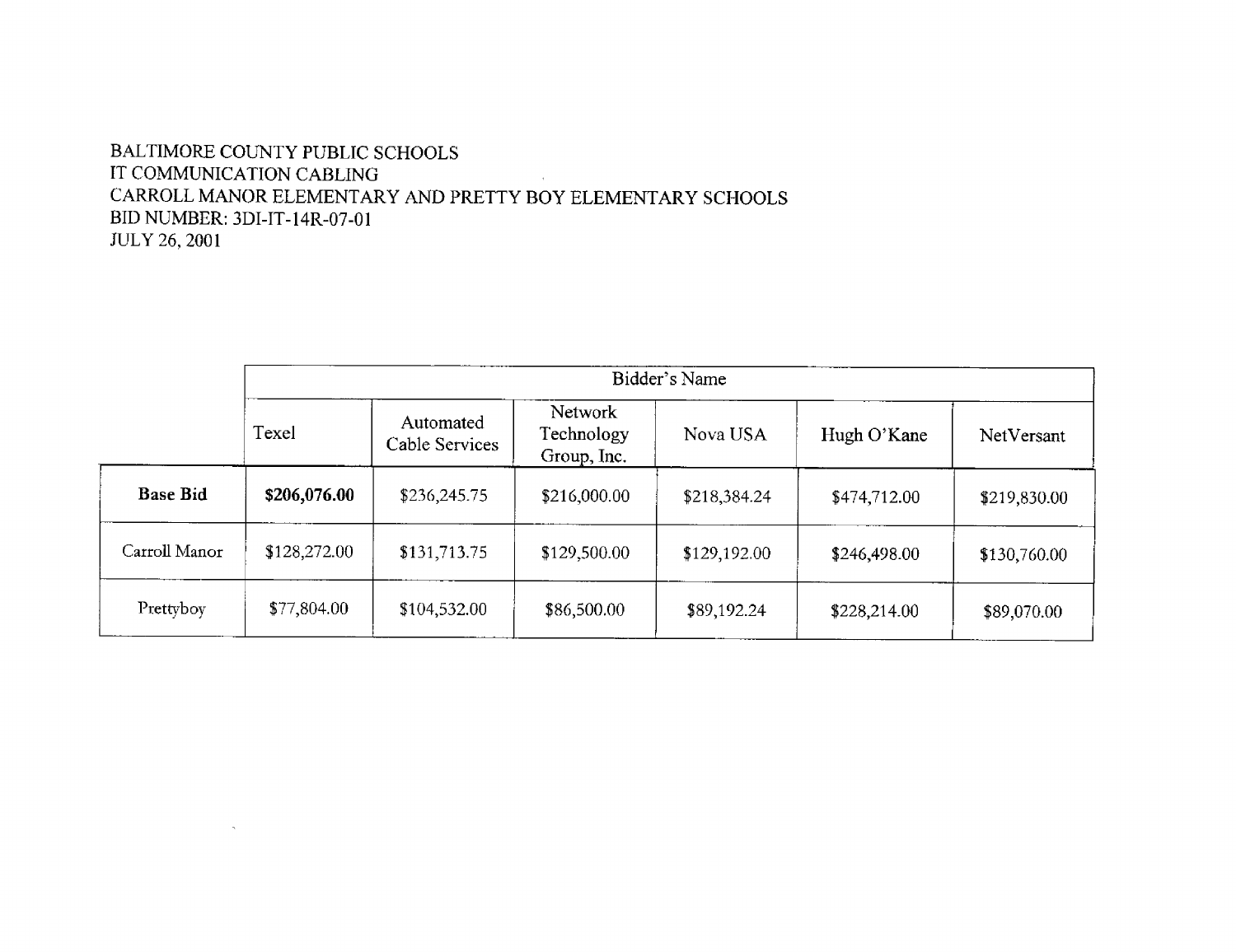BALTIMORE COUNTY PUBLIC SCHOOLS
IT COMMUNICATION CABLING
CARROLL MANOR ELEMENTARY AND PRETTY BOY ELEMENTARY SCHOOLS
BID NUMBER: 3DI-IT-14R-07-01
JULY 26, 2001

| | Bidder's Name | | | | | |
|---|---|---|---|---|---|---|
| | Texel | Automated Cable Services | Network Technology Group, Inc. | Nova USA | Hugh O'Kane | NetVersant |
| **Base Bid** | **$206,076.00** | $236,245.75 | $216,000.00 | $218,384.24 | $474,712.00 | $219,830.00 |
| Carroll Manor | $128,272.00 | $131,713.75 | $129,500.00 | $129,192.00 | $246,498.00 | $130,760.00 |
| Prettyboy | $77,804.00 | $104,532.00 | $86,500.00 | $89,192.24 | $228,214.00 | $89,070.00 |